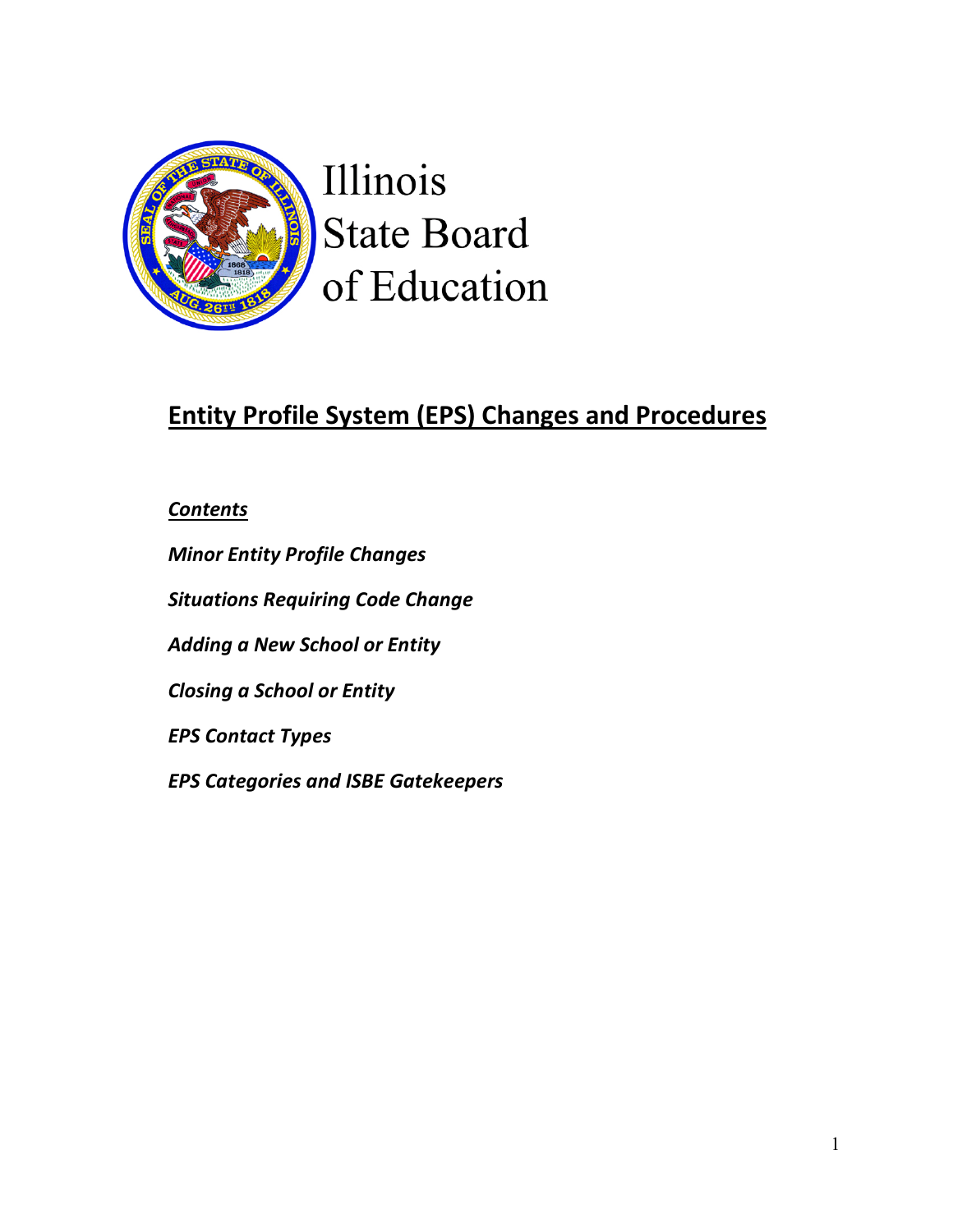Illinois
State Board
of Education

# Entity Profile System (EPS) Changes and Procedures

***Contents***

***Minor Entity Profile Changes***

***Situations Requiring Code Change***

***Adding a New School or Entity***

***Closing a School or Entity***

***EPS Contact Types***

***EPS Categories and ISBE Gatekeepers***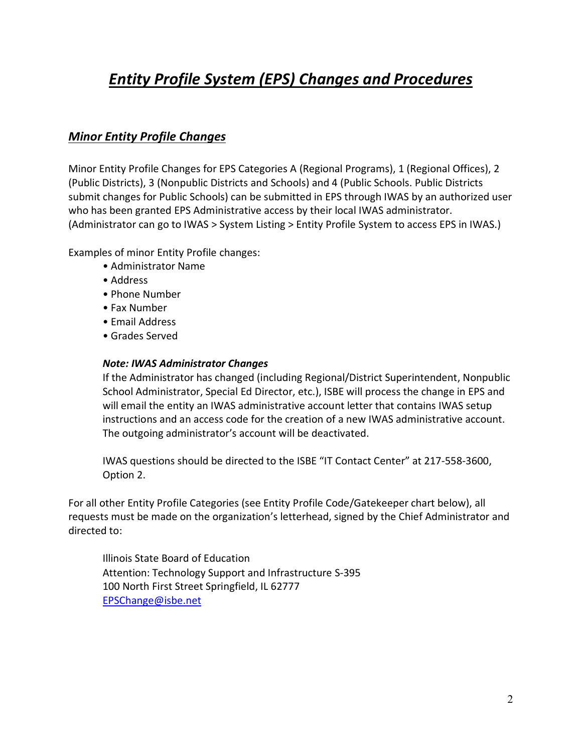# *Entity Profile System (EPS) Changes and Procedures*

## *Minor Entity Profile Changes*

Minor Entity Profile Changes for EPS Categories A (Regional Programs), 1 (Regional Offices), 2 (Public Districts), 3 (Nonpublic Districts and Schools) and 4 (Public Schools. Public Districts submit changes for Public Schools) can be submitted in EPS through IWAS by an authorized user who has been granted EPS Administrative access by their local IWAS administrator. (Administrator can go to IWAS > System Listing > Entity Profile System to access EPS in IWAS.)

Examples of minor Entity Profile changes:

- Administrator Name
- Address
- Phone Number
- Fax Number
- Email Address
- Grades Served

> ***Note: IWAS Administrator Changes***
>
> If the Administrator has changed (including Regional/District Superintendent, Nonpublic School Administrator, Special Ed Director, etc.), ISBE will process the change in EPS and will email the entity an IWAS administrative account letter that contains IWAS setup instructions and an access code for the creation of a new IWAS administrative account. The outgoing administrator's account will be deactivated.
>
> IWAS questions should be directed to the ISBE "IT Contact Center" at 217-558-3600, Option 2.

For all other Entity Profile Categories (see Entity Profile Code/Gatekeeper chart below), all requests must be made on the organization's letterhead, signed by the Chief Administrator and directed to:

> Illinois State Board of Education
> Attention: Technology Support and Infrastructure S-395
> 100 North First Street Springfield, IL 62777
> EPSChange@isbe.net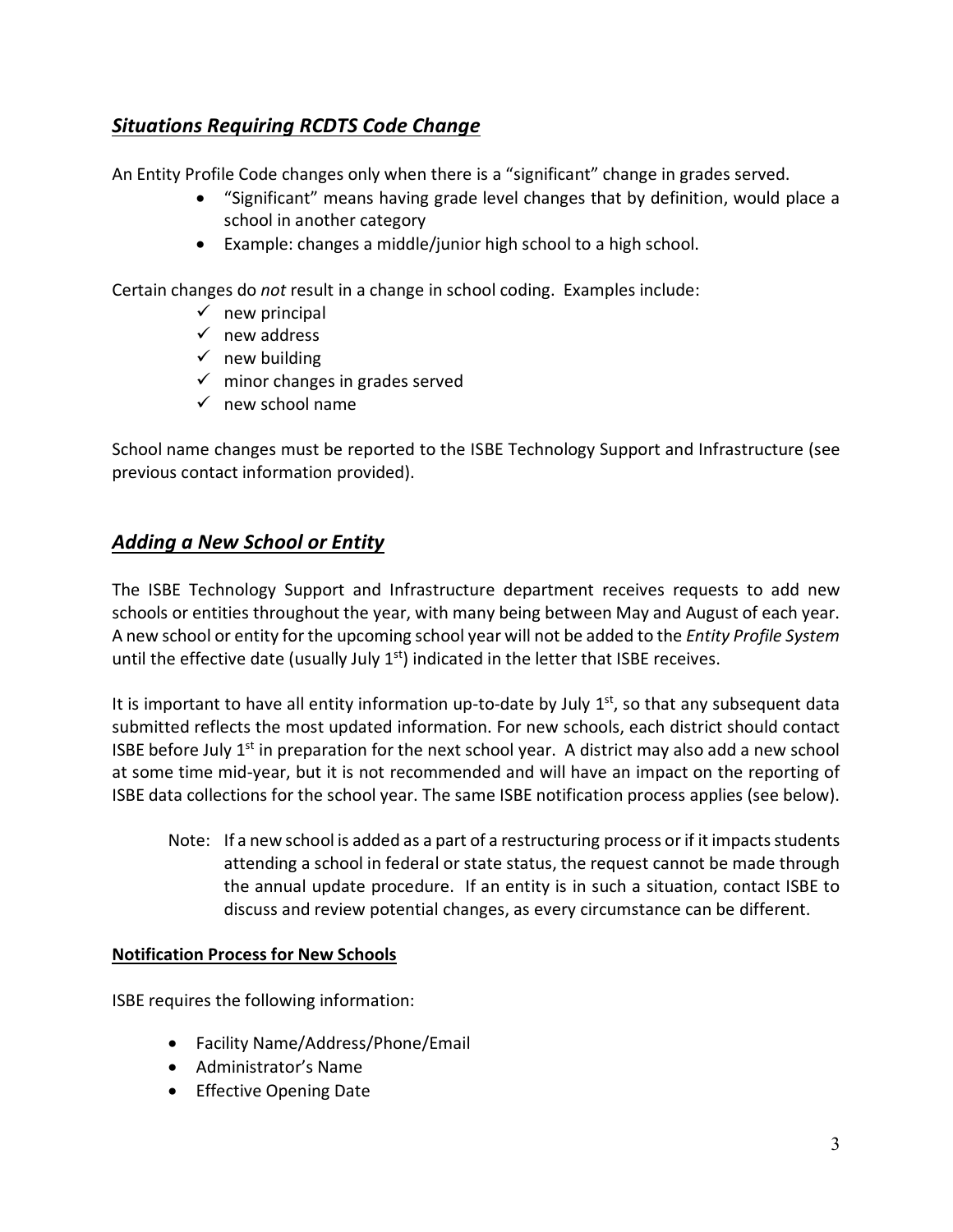## ***Situations Requiring RCDTS Code Change***

An Entity Profile Code changes only when there is a "significant" change in grades served.

- "Significant" means having grade level changes that by definition, would place a school in another category
- Example: changes a middle/junior high school to a high school.

Certain changes do *not* result in a change in school coding. Examples include:

- ✓ new principal
- ✓ new address
- ✓ new building
- ✓ minor changes in grades served
- ✓ new school name

School name changes must be reported to the ISBE Technology Support and Infrastructure (see previous contact information provided).

## ***Adding a New School or Entity***

The ISBE Technology Support and Infrastructure department receives requests to add new schools or entities throughout the year, with many being between May and August of each year. A new school or entity for the upcoming school year will not be added to the *Entity Profile System* until the effective date (usually July 1st) indicated in the letter that ISBE receives.

It is important to have all entity information up-to-date by July 1st, so that any subsequent data submitted reflects the most updated information. For new schools, each district should contact ISBE before July 1st in preparation for the next school year. A district may also add a new school at some time mid-year, but it is not recommended and will have an impact on the reporting of ISBE data collections for the school year. The same ISBE notification process applies (see below).

> Note: If a new school is added as a part of a restructuring process or if it impacts students attending a school in federal or state status, the request cannot be made through the annual update procedure. If an entity is in such a situation, contact ISBE to discuss and review potential changes, as every circumstance can be different.

**Notification Process for New Schools**

ISBE requires the following information:

- Facility Name/Address/Phone/Email
- Administrator's Name
- Effective Opening Date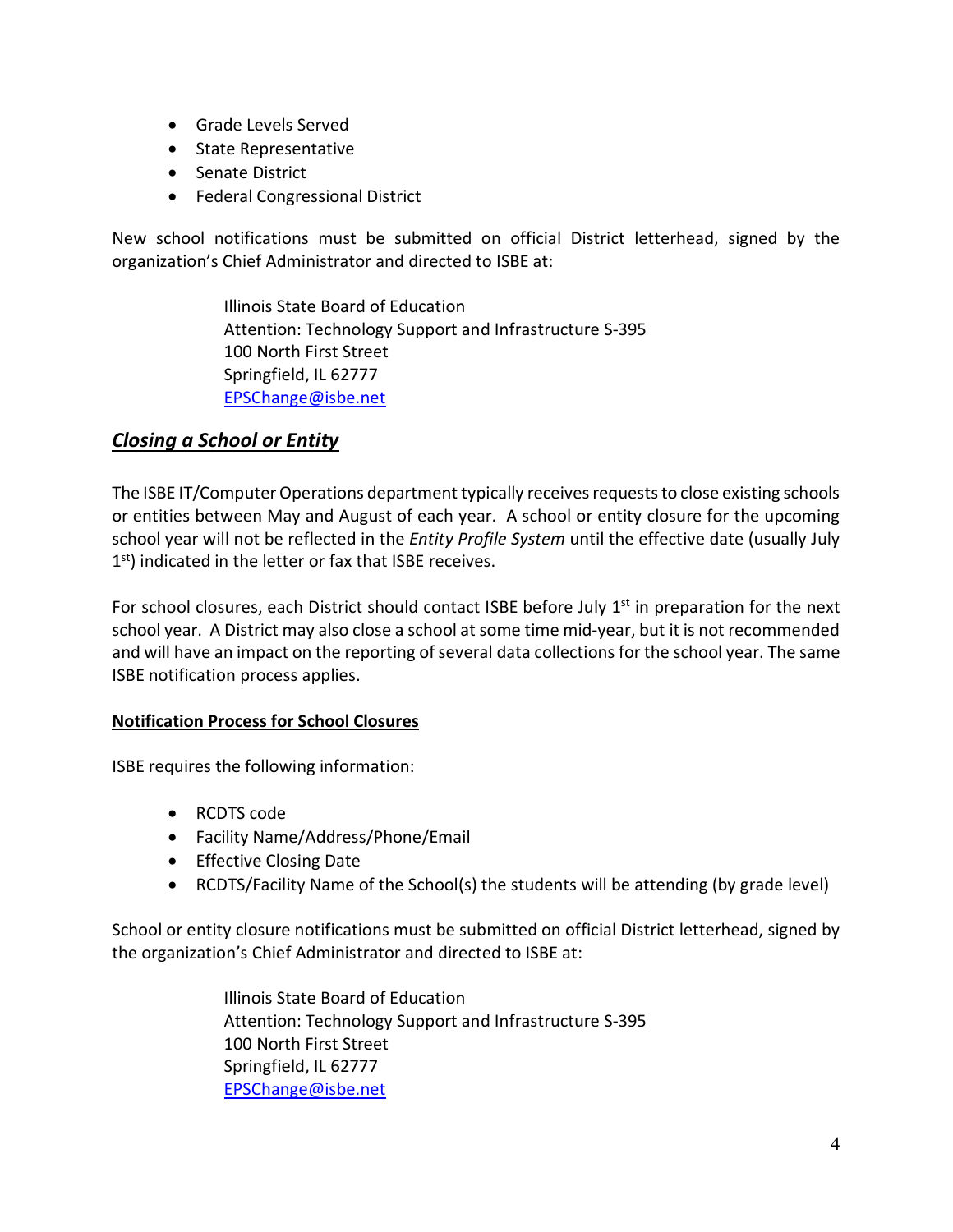- Grade Levels Served
- State Representative
- Senate District
- Federal Congressional District

New school notifications must be submitted on official District letterhead, signed by the organization's Chief Administrator and directed to ISBE at:

> Illinois State Board of Education
> Attention: Technology Support and Infrastructure S-395
> 100 North First Street
> Springfield, IL 62777
> EPSChange@isbe.net

## ***Closing a School or Entity***

The ISBE IT/Computer Operations department typically receives requests to close existing schools or entities between May and August of each year. A school or entity closure for the upcoming school year will not be reflected in the *Entity Profile System* until the effective date (usually July 1st) indicated in the letter or fax that ISBE receives.

For school closures, each District should contact ISBE before July 1st in preparation for the next school year. A District may also close a school at some time mid-year, but it is not recommended and will have an impact on the reporting of several data collections for the school year. The same ISBE notification process applies.

**Notification Process for School Closures**

ISBE requires the following information:

- RCDTS code
- Facility Name/Address/Phone/Email
- Effective Closing Date
- RCDTS/Facility Name of the School(s) the students will be attending (by grade level)

School or entity closure notifications must be submitted on official District letterhead, signed by the organization's Chief Administrator and directed to ISBE at:

> Illinois State Board of Education
> Attention: Technology Support and Infrastructure S-395
> 100 North First Street
> Springfield, IL 62777
> EPSChange@isbe.net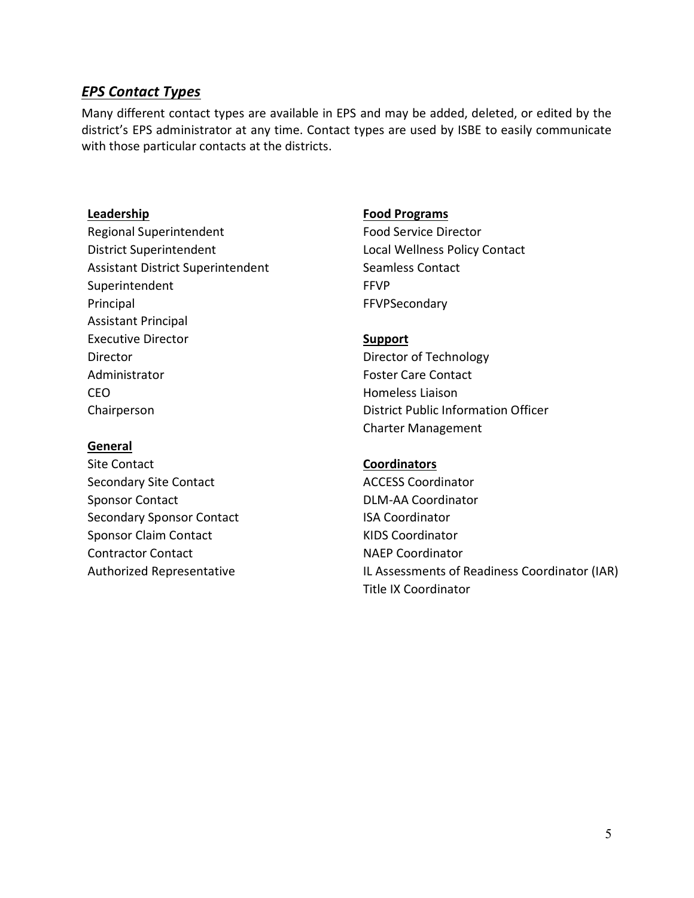## *EPS Contact Types*

Many different contact types are available in EPS and may be added, deleted, or edited by the district's EPS administrator at any time. Contact types are used by ISBE to easily communicate with those particular contacts at the districts.

**Leadership**

Regional Superintendent
District Superintendent
Assistant District Superintendent
Superintendent
Principal
Assistant Principal
Executive Director
Director
Administrator
CEO
Chairperson

**General**

Site Contact
Secondary Site Contact
Sponsor Contact
Secondary Sponsor Contact
Sponsor Claim Contact
Contractor Contact
Authorized Representative

**Food Programs**

Food Service Director
Local Wellness Policy Contact
Seamless Contact
FFVP
FFVPSecondary

**Support**

Director of Technology
Foster Care Contact
Homeless Liaison
District Public Information Officer
Charter Management

**Coordinators**

ACCESS Coordinator
DLM-AA Coordinator
ISA Coordinator
KIDS Coordinator
NAEP Coordinator
IL Assessments of Readiness Coordinator (IAR)
Title IX Coordinator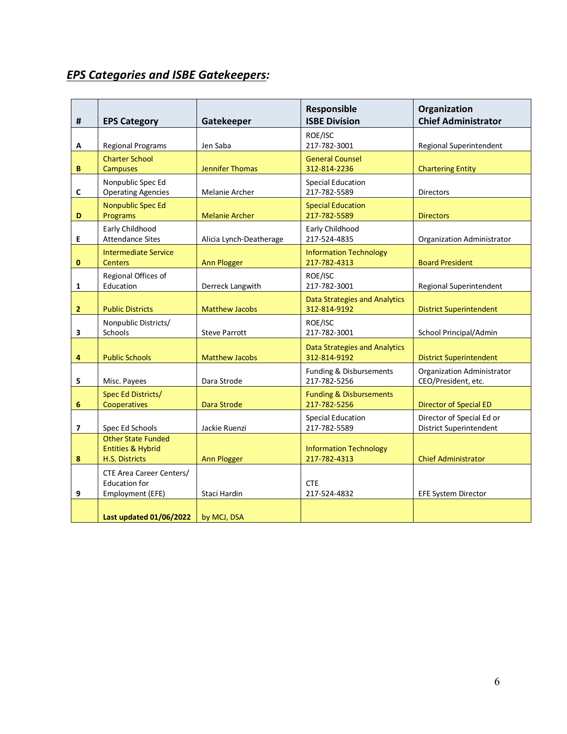***EPS Categories and ISBE Gatekeepers:***

| # | EPS Category | Gatekeeper | Responsible ISBE Division | Organization Chief Administrator |
|---|---|---|---|---|
| A | Regional Programs | Jen Saba | ROE/ISC 217-782-3001 | Regional Superintendent |
| B | Charter School Campuses | Jennifer Thomas | General Counsel 312-814-2236 | Chartering Entity |
| C | Nonpublic Spec Ed Operating Agencies | Melanie Archer | Special Education 217-782-5589 | Directors |
| D | Nonpublic Spec Ed Programs | Melanie Archer | Special Education 217-782-5589 | Directors |
| E | Early Childhood Attendance Sites | Alicia Lynch-Deatherage | Early Childhood 217-524-4835 | Organization Administrator |
| 0 | Intermediate Service Centers | Ann Plogger | Information Technology 217-782-4313 | Board President |
| 1 | Regional Offices of Education | Derreck Langwith | ROE/ISC 217-782-3001 | Regional Superintendent |
| 2 | Public Districts | Matthew Jacobs | Data Strategies and Analytics 312-814-9192 | District Superintendent |
| 3 | Nonpublic Districts/ Schools | Steve Parrott | ROE/ISC 217-782-3001 | School Principal/Admin |
| 4 | Public Schools | Matthew Jacobs | Data Strategies and Analytics 312-814-9192 | District Superintendent |
| 5 | Misc. Payees | Dara Strode | Funding & Disbursements 217-782-5256 | Organization Administrator CEO/President, etc. |
| 6 | Spec Ed Districts/ Cooperatives | Dara Strode | Funding & Disbursements 217-782-5256 | Director of Special ED |
| 7 | Spec Ed Schools | Jackie Ruenzi | Special Education 217-782-5589 | Director of Special Ed or District Superintendent |
| 8 | Other State Funded Entities & Hybrid H.S. Districts | Ann Plogger | Information Technology 217-782-4313 | Chief Administrator |
| 9 | CTE Area Career Centers/ Education for Employment (EFE) | Staci Hardin | CTE 217-524-4832 | EFE System Director |
| | **Last updated 01/06/2022** | by MCJ, DSA | | |